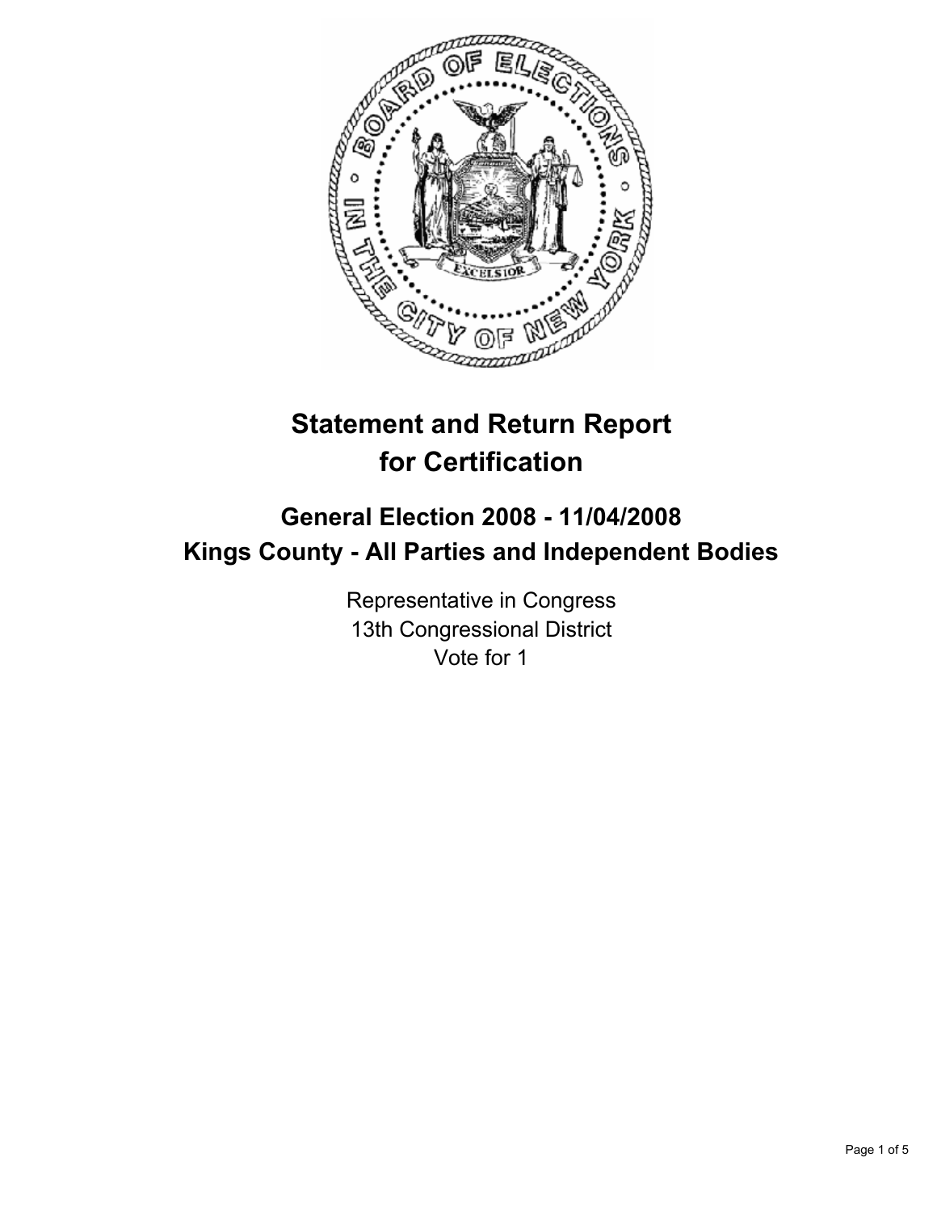# Statement and Return Report for Certification

## General Election 2008 - 11/04/2008
## Kings County - All Parties and Independent Bodies

Representative in Congress
13th Congressional District
Vote for 1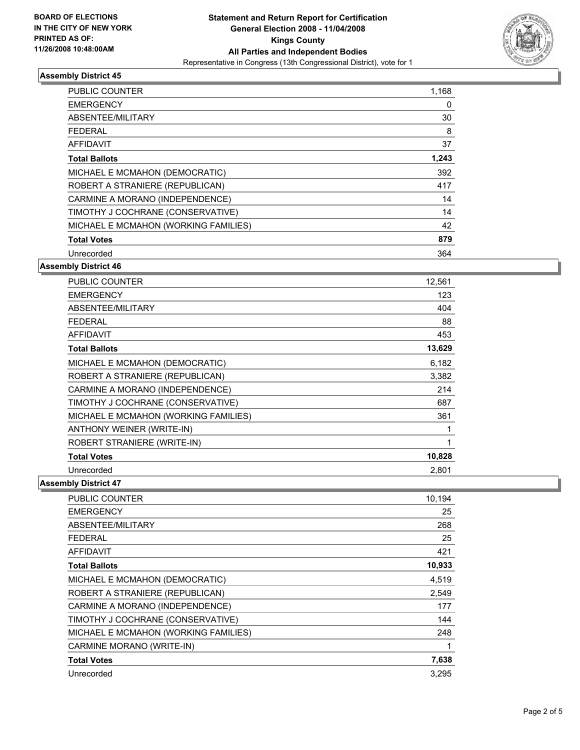**BOARD OF ELECTIONS IN THE CITY OF NEW YORK PRINTED AS OF: 11/26/2008 10:48:00AM**

# Statement and Return Report for Certification
## General Election 2008 - 11/04/2008
## Kings County
## All Parties and Independent Bodies
### Representative in Congress (13th Congressional District), vote for 1

### Assembly District 45

| | |
|---|---|
| PUBLIC COUNTER | 1,168 |
| EMERGENCY | 0 |
| ABSENTEE/MILITARY | 30 |
| FEDERAL | 8 |
| AFFIDAVIT | 37 |
| **Total Ballots** | **1,243** |
| MICHAEL E MCMAHON (DEMOCRATIC) | 392 |
| ROBERT A STRANIERE (REPUBLICAN) | 417 |
| CARMINE A MORANO (INDEPENDENCE) | 14 |
| TIMOTHY J COCHRANE (CONSERVATIVE) | 14 |
| MICHAEL E MCMAHON (WORKING FAMILIES) | 42 |
| **Total Votes** | **879** |
| Unrecorded | 364 |

### Assembly District 46

| | |
|---|---|
| PUBLIC COUNTER | 12,561 |
| EMERGENCY | 123 |
| ABSENTEE/MILITARY | 404 |
| FEDERAL | 88 |
| AFFIDAVIT | 453 |
| **Total Ballots** | **13,629** |
| MICHAEL E MCMAHON (DEMOCRATIC) | 6,182 |
| ROBERT A STRANIERE (REPUBLICAN) | 3,382 |
| CARMINE A MORANO (INDEPENDENCE) | 214 |
| TIMOTHY J COCHRANE (CONSERVATIVE) | 687 |
| MICHAEL E MCMAHON (WORKING FAMILIES) | 361 |
| ANTHONY WEINER (WRITE-IN) | 1 |
| ROBERT STRANIERE (WRITE-IN) | 1 |
| **Total Votes** | **10,828** |
| Unrecorded | 2,801 |

### Assembly District 47

| | |
|---|---|
| PUBLIC COUNTER | 10,194 |
| EMERGENCY | 25 |
| ABSENTEE/MILITARY | 268 |
| FEDERAL | 25 |
| AFFIDAVIT | 421 |
| **Total Ballots** | **10,933** |
| MICHAEL E MCMAHON (DEMOCRATIC) | 4,519 |
| ROBERT A STRANIERE (REPUBLICAN) | 2,549 |
| CARMINE A MORANO (INDEPENDENCE) | 177 |
| TIMOTHY J COCHRANE (CONSERVATIVE) | 144 |
| MICHAEL E MCMAHON (WORKING FAMILIES) | 248 |
| CARMINE MORANO (WRITE-IN) | 1 |
| **Total Votes** | **7,638** |
| Unrecorded | 3,295 |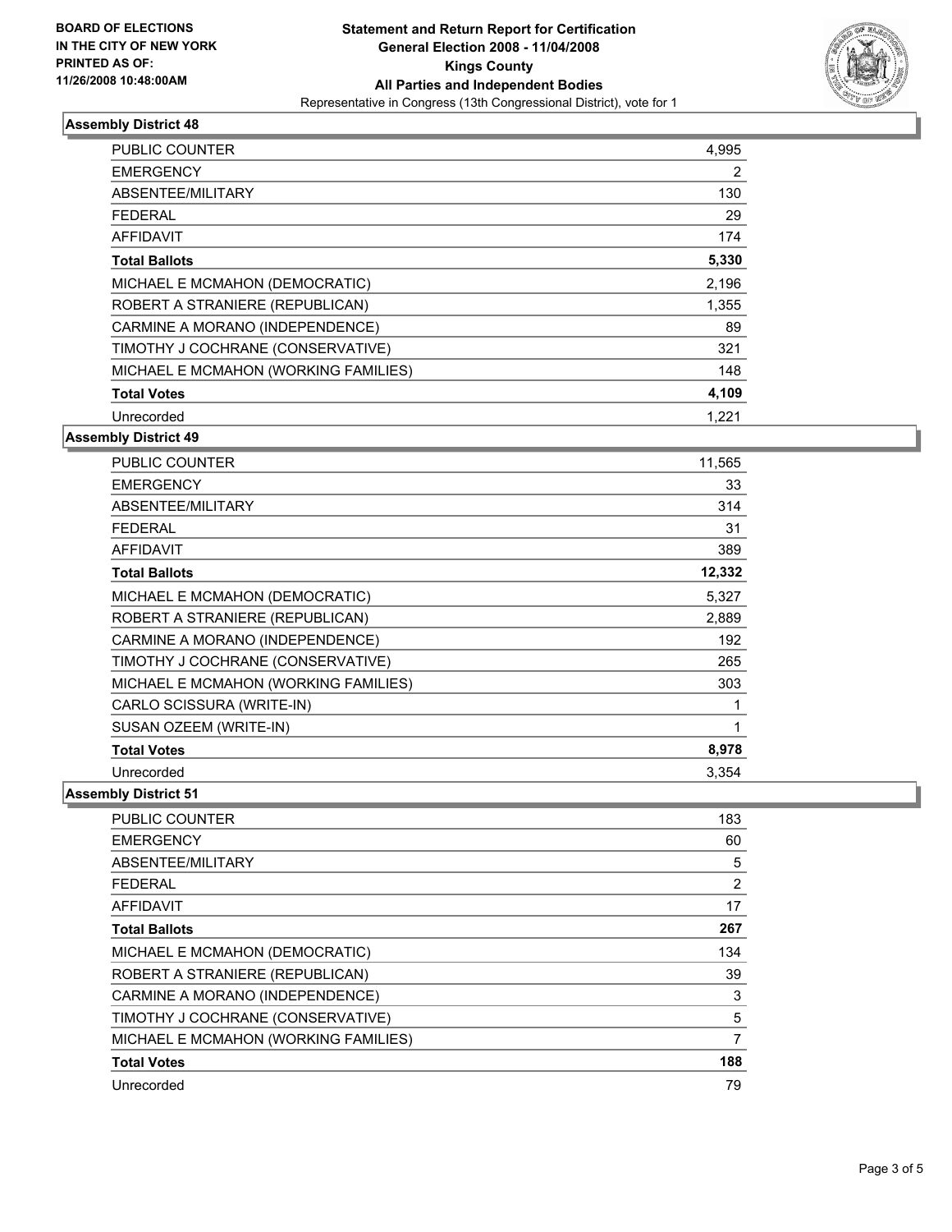**BOARD OF ELECTIONS IN THE CITY OF NEW YORK PRINTED AS OF: 11/26/2008 10:48:00AM**

# Statement and Return Report for Certification
## General Election 2008 - 11/04/2008
## Kings County
## All Parties and Independent Bodies
Representative in Congress (13th Congressional District), vote for 1

### Assembly District 48

| | |
|---|---|
| PUBLIC COUNTER | 4,995 |
| EMERGENCY | 2 |
| ABSENTEE/MILITARY | 130 |
| FEDERAL | 29 |
| AFFIDAVIT | 174 |
| **Total Ballots** | **5,330** |
| MICHAEL E MCMAHON (DEMOCRATIC) | 2,196 |
| ROBERT A STRANIERE (REPUBLICAN) | 1,355 |
| CARMINE A MORANO (INDEPENDENCE) | 89 |
| TIMOTHY J COCHRANE (CONSERVATIVE) | 321 |
| MICHAEL E MCMAHON (WORKING FAMILIES) | 148 |
| **Total Votes** | **4,109** |
| Unrecorded | 1,221 |

### Assembly District 49

| | |
|---|---|
| PUBLIC COUNTER | 11,565 |
| EMERGENCY | 33 |
| ABSENTEE/MILITARY | 314 |
| FEDERAL | 31 |
| AFFIDAVIT | 389 |
| **Total Ballots** | **12,332** |
| MICHAEL E MCMAHON (DEMOCRATIC) | 5,327 |
| ROBERT A STRANIERE (REPUBLICAN) | 2,889 |
| CARMINE A MORANO (INDEPENDENCE) | 192 |
| TIMOTHY J COCHRANE (CONSERVATIVE) | 265 |
| MICHAEL E MCMAHON (WORKING FAMILIES) | 303 |
| CARLO SCISSURA (WRITE-IN) | 1 |
| SUSAN OZEEM (WRITE-IN) | 1 |
| **Total Votes** | **8,978** |
| Unrecorded | 3,354 |

### Assembly District 51

| | |
|---|---|
| PUBLIC COUNTER | 183 |
| EMERGENCY | 60 |
| ABSENTEE/MILITARY | 5 |
| FEDERAL | 2 |
| AFFIDAVIT | 17 |
| **Total Ballots** | **267** |
| MICHAEL E MCMAHON (DEMOCRATIC) | 134 |
| ROBERT A STRANIERE (REPUBLICAN) | 39 |
| CARMINE A MORANO (INDEPENDENCE) | 3 |
| TIMOTHY J COCHRANE (CONSERVATIVE) | 5 |
| MICHAEL E MCMAHON (WORKING FAMILIES) | 7 |
| **Total Votes** | **188** |
| Unrecorded | 79 |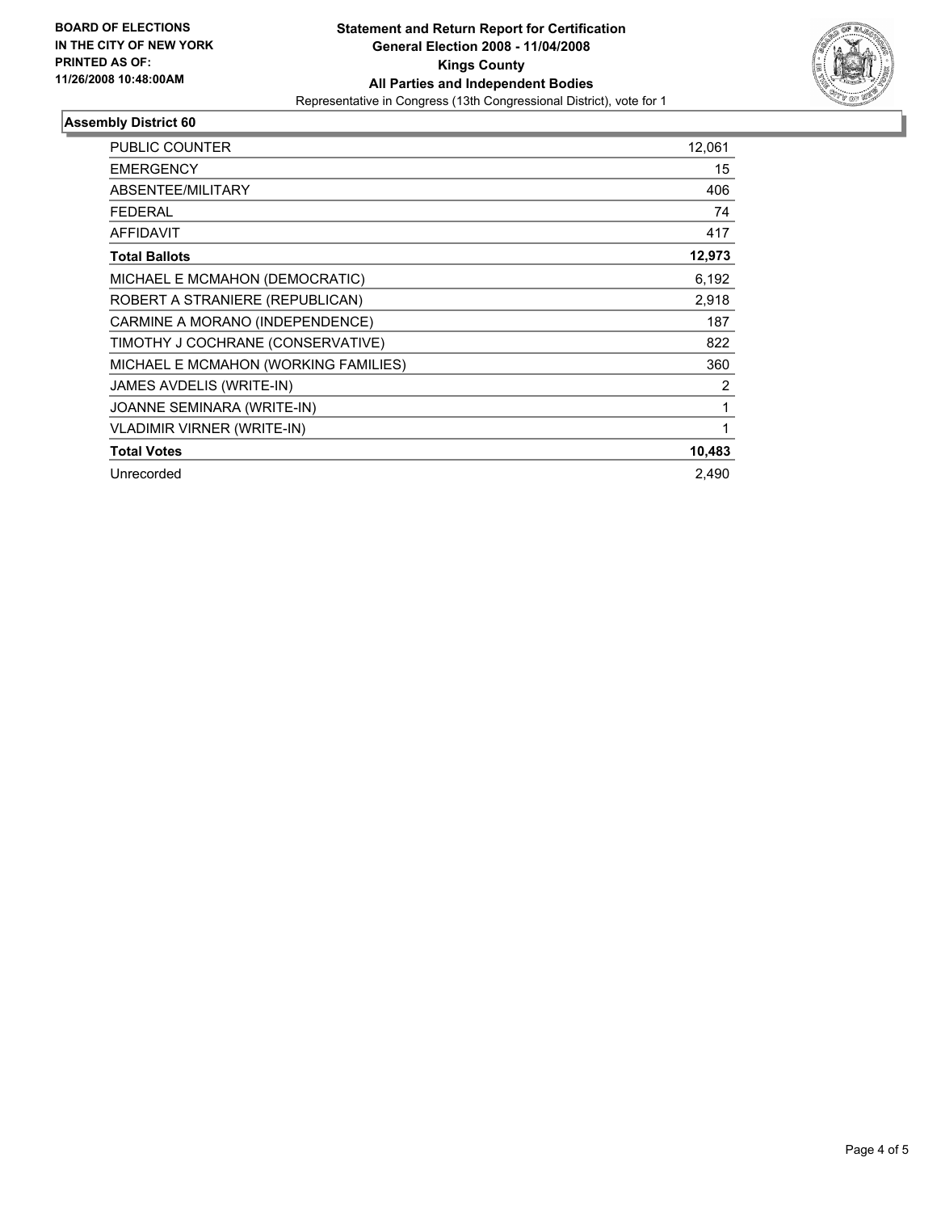**BOARD OF ELECTIONS IN THE CITY OF NEW YORK PRINTED AS OF: 11/26/2008 10:48:00AM**

# Statement and Return Report for Certification
## General Election 2008 - 11/04/2008
## Kings County
## All Parties and Independent Bodies
Representative in Congress (13th Congressional District), vote for 1

### Assembly District 60

| | |
|---|---|
| PUBLIC COUNTER | 12,061 |
| EMERGENCY | 15 |
| ABSENTEE/MILITARY | 406 |
| FEDERAL | 74 |
| AFFIDAVIT | 417 |
| **Total Ballots** | **12,973** |
| MICHAEL E MCMAHON (DEMOCRATIC) | 6,192 |
| ROBERT A STRANIERE (REPUBLICAN) | 2,918 |
| CARMINE A MORANO (INDEPENDENCE) | 187 |
| TIMOTHY J COCHRANE (CONSERVATIVE) | 822 |
| MICHAEL E MCMAHON (WORKING FAMILIES) | 360 |
| JAMES AVDELIS (WRITE-IN) | 2 |
| JOANNE SEMINARA (WRITE-IN) | 1 |
| VLADIMIR VIRNER (WRITE-IN) | 1 |
| **Total Votes** | **10,483** |
| Unrecorded | 2,490 |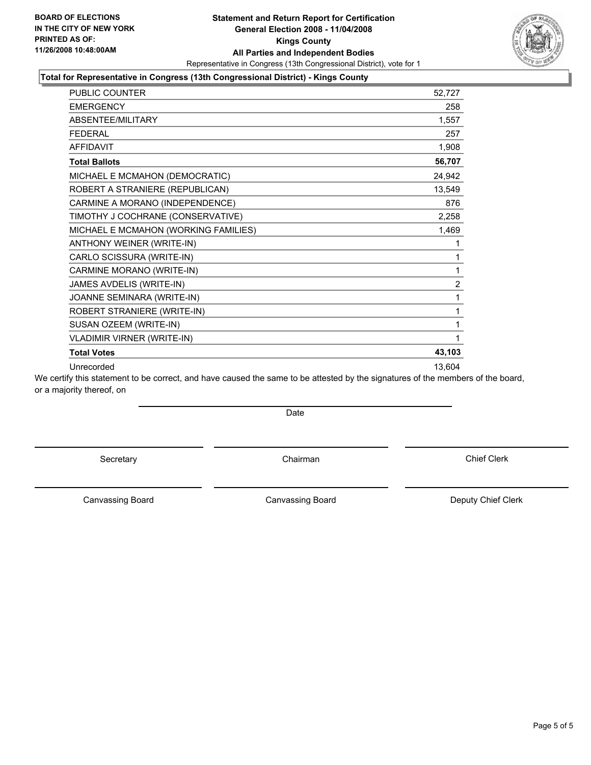**BOARD OF ELECTIONS IN THE CITY OF NEW YORK PRINTED AS OF: 11/26/2008 10:48:00AM**

**Statement and Return Report for Certification**
**General Election 2008 - 11/04/2008**
**Kings County**
**All Parties and Independent Bodies**

Representative in Congress (13th Congressional District), vote for 1

**Total for Representative in Congress (13th Congressional District) - Kings County**

| | |
|---|---|
| PUBLIC COUNTER | 52,727 |
| EMERGENCY | 258 |
| ABSENTEE/MILITARY | 1,557 |
| FEDERAL | 257 |
| AFFIDAVIT | 1,908 |
| **Total Ballots** | **56,707** |
| MICHAEL E MCMAHON (DEMOCRATIC) | 24,942 |
| ROBERT A STRANIERE (REPUBLICAN) | 13,549 |
| CARMINE A MORANO (INDEPENDENCE) | 876 |
| TIMOTHY J COCHRANE (CONSERVATIVE) | 2,258 |
| MICHAEL E MCMAHON (WORKING FAMILIES) | 1,469 |
| ANTHONY WEINER (WRITE-IN) | 1 |
| CARLO SCISSURA (WRITE-IN) | 1 |
| CARMINE MORANO (WRITE-IN) | 1 |
| JAMES AVDELIS (WRITE-IN) | 2 |
| JOANNE SEMINARA (WRITE-IN) | 1 |
| ROBERT STRANIERE (WRITE-IN) | 1 |
| SUSAN OZEEM (WRITE-IN) | 1 |
| VLADIMIR VIRNER (WRITE-IN) | 1 |
| **Total Votes** | **43,103** |
| Unrecorded | 13,604 |

We certify this statement to be correct, and have caused the same to be attested by the signatures of the members of the board, or a majority thereof, on

Date

Secretary    Chairman    Chief Clerk

Canvassing Board    Canvassing Board    Deputy Chief Clerk